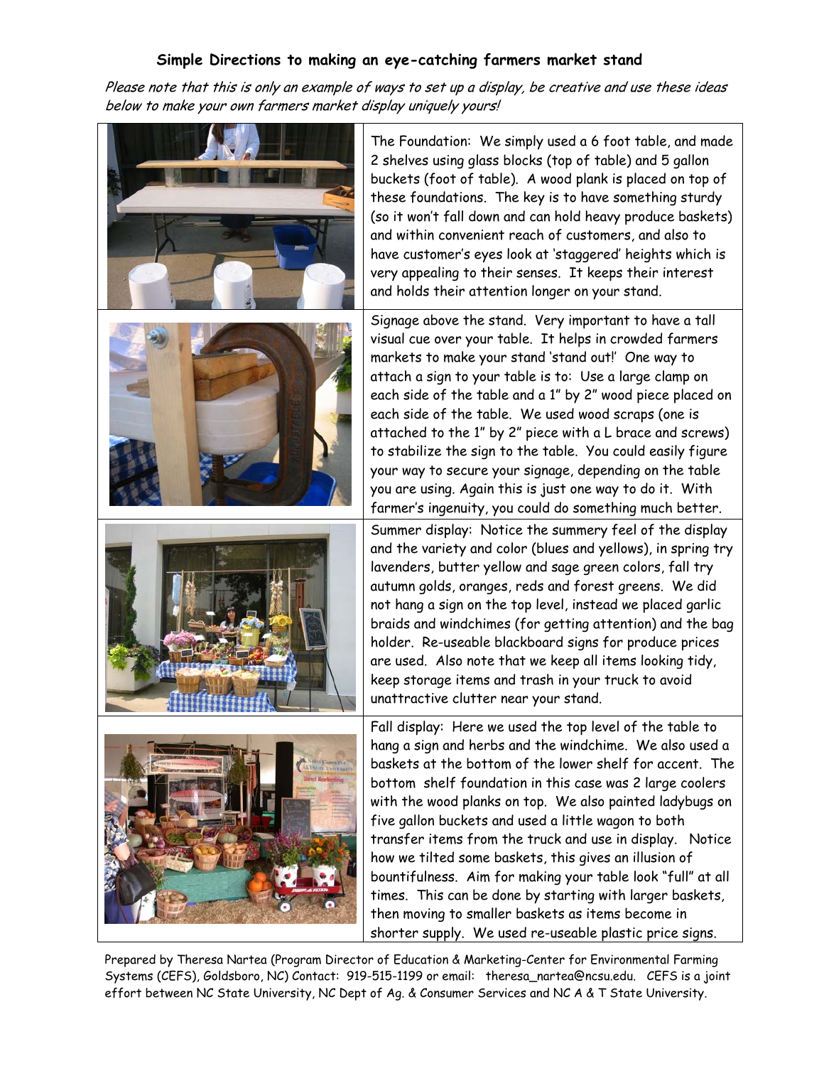**Simple Directions to making an eye-catching farmers market stand**

*Please note that this is only an example of ways to set up a display, be creative and use these ideas below to make your own farmers market display uniquely yours!*

The Foundation: We simply used a 6 foot table, and made 2 shelves using glass blocks (top of table) and 5 gallon buckets (foot of table). A wood plank is placed on top of these foundations. The key is to have something sturdy (so it won't fall down and can hold heavy produce baskets) and within convenient reach of customers, and also to have customer's eyes look at 'staggered' heights which is very appealing to their senses. It keeps their interest and holds their attention longer on your stand.

Signage above the stand. Very important to have a tall visual cue over your table. It helps in crowded farmers markets to make your stand 'stand out!' One way to attach a sign to your table is to: Use a large clamp on each side of the table and a 1" by 2" wood piece placed on each side of the table. We used wood scraps (one is attached to the 1" by 2" piece with a L brace and screws) to stabilize the sign to the table. You could easily figure your way to secure your signage, depending on the table you are using. Again this is just one way to do it. With farmer's ingenuity, you could do something much better.

Summer display: Notice the summery feel of the display and the variety and color (blues and yellows), in spring try lavenders, butter yellow and sage green colors, fall try autumn golds, oranges, reds and forest greens. We did not hang a sign on the top level, instead we placed garlic braids and windchimes (for getting attention) and the bag holder. Re-useable blackboard signs for produce prices are used. Also note that we keep all items looking tidy, keep storage items and trash in your truck to avoid unattractive clutter near your stand.

Fall display: Here we used the top level of the table to hang a sign and herbs and the windchime. We also used a baskets at the bottom of the lower shelf for accent. The bottom shelf foundation in this case was 2 large coolers with the wood planks on top. We also painted ladybugs on five gallon buckets and used a little wagon to both transfer items from the truck and use in display. Notice how we tilted some baskets, this gives an illusion of bountifulness. Aim for making your table look "full" at all times. This can be done by starting with larger baskets, then moving to smaller baskets as items become in shorter supply. We used re-useable plastic price signs.

Prepared by Theresa Nartea (Program Director of Education & Marketing-Center for Environmental Farming Systems (CEFS), Goldsboro, NC) Contact: 919-515-1199 or email: theresa_nartea@ncsu.edu. CEFS is a joint effort between NC State University, NC Dept of Ag. & Consumer Services and NC A & T State University.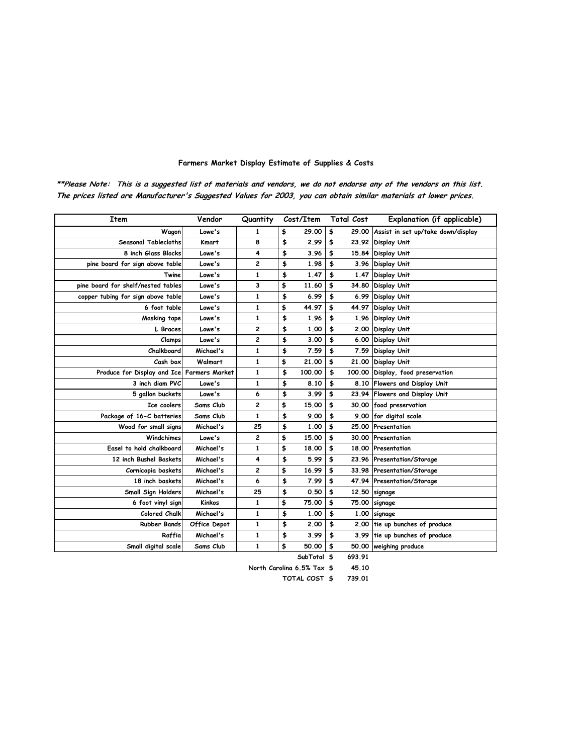**Farmers Market Display Estimate of Supplies & Costs**

***\*\*Please Note: This is a suggested list of materials and vendors, we do not endorse any of the vendors on this list. The prices listed are Manufacturer's Suggested Values for 2003, you can obtain similar materials at lower prices.***

| Item | Vendor | Quantity | Cost/Item | Total Cost | Explanation (if applicable) |
|---|---|---|---|---|---|
| Wagon | Lowe's | 1 | $ 29.00 | $ 29.00 | Assist in set up/take down/display |
| Seasonal Tablecloths | Kmart | 8 | $ 2.99 | $ 23.92 | Display Unit |
| 8 inch Glass Blocks | Lowe's | 4 | $ 3.96 | $ 15.84 | Display Unit |
| pine board for sign above table | Lowe's | 2 | $ 1.98 | $ 3.96 | Display Unit |
| Twine | Lowe's | 1 | $ 1.47 | $ 1.47 | Display Unit |
| pine board for shelf/nested tables | Lowe's | 3 | $ 11.60 | $ 34.80 | Display Unit |
| copper tubing for sign above table | Lowe's | 1 | $ 6.99 | $ 6.99 | Display Unit |
| 6 foot table | Lowe's | 1 | $ 44.97 | $ 44.97 | Display Unit |
| Masking tape | Lowe's | 1 | $ 1.96 | $ 1.96 | Display Unit |
| L Braces | Lowe's | 2 | $ 1.00 | $ 2.00 | Display Unit |
| Clamps | Lowe's | 2 | $ 3.00 | $ 6.00 | Display Unit |
| Chalkboard | Michael's | 1 | $ 7.59 | $ 7.59 | Display Unit |
| Cash box | Walmart | 1 | $ 21.00 | $ 21.00 | Display Unit |
| Produce for Display and Ice | Farmers Market | 1 | $ 100.00 | $ 100.00 | Display, food preservation |
| 3 inch diam PVC | Lowe's | 1 | $ 8.10 | $ 8.10 | Flowers and Display Unit |
| 5 gallon buckets | Lowe's | 6 | $ 3.99 | $ 23.94 | Flowers and Display Unit |
| Ice coolers | Sams Club | 2 | $ 15.00 | $ 30.00 | food preservation |
| Package of 16-C batteries | Sams Club | 1 | $ 9.00 | $ 9.00 | for digital scale |
| Wood for small signs | Michael's | 25 | $ 1.00 | $ 25.00 | Presentation |
| Windchimes | Lowe's | 2 | $ 15.00 | $ 30.00 | Presentation |
| Easel to hold chalkboard | Michael's | 1 | $ 18.00 | $ 18.00 | Presentation |
| 12 inch Bushel Baskets | Michael's | 4 | $ 5.99 | $ 23.96 | Presentation/Storage |
| Cornicopia baskets | Michael's | 2 | $ 16.99 | $ 33.98 | Presentation/Storage |
| 18 inch baskets | Michael's | 6 | $ 7.99 | $ 47.94 | Presentation/Storage |
| Small Sign Holders | Michael's | 25 | $ 0.50 | $ 12.50 | signage |
| 6 foot vinyl sign | Kinkos | 1 | $ 75.00 | $ 75.00 | signage |
| Colored Chalk | Michael's | 1 | $ 1.00 | $ 1.00 | signage |
| Rubber Bands | Office Depot | 1 | $ 2.00 | $ 2.00 | tie up bunches of produce |
| Raffia | Michael's | 1 | $ 3.99 | $ 3.99 | tie up bunches of produce |
| Small digital scale | Sams Club | 1 | $ 50.00 | $ 50.00 | weighing produce |
| | | | SubTotal | $ 693.91 | |
| | | | North Carolina 6.5% Tax | $ 45.10 | |
| | | | TOTAL COST | $ 739.01 | |